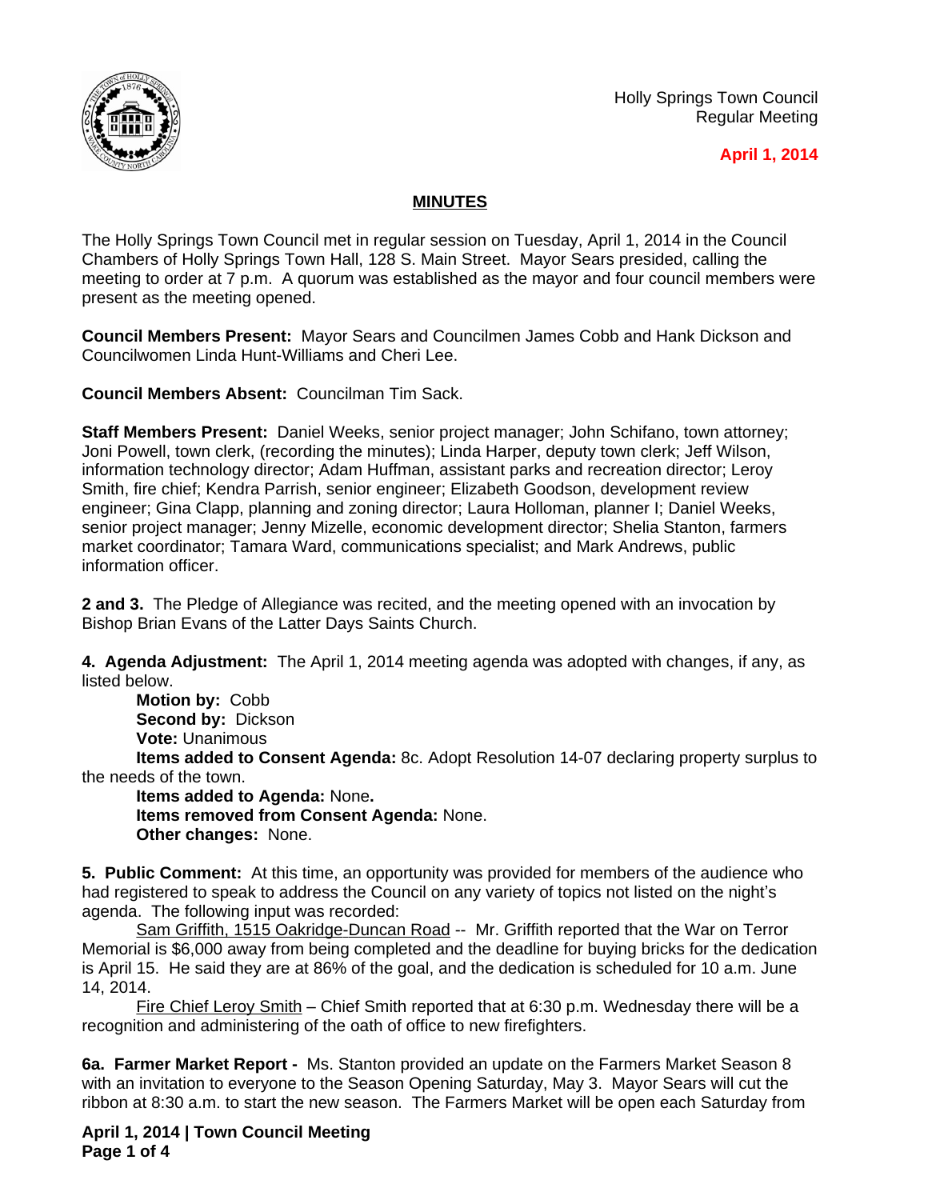Holly Springs Town Council
Regular Meeting

**April 1, 2014**

## MINUTES

The Holly Springs Town Council met in regular session on Tuesday, April 1, 2014 in the Council Chambers of Holly Springs Town Hall, 128 S. Main Street. Mayor Sears presided, calling the meeting to order at 7 p.m. A quorum was established as the mayor and four council members were present as the meeting opened.

**Council Members Present:** Mayor Sears and Councilmen James Cobb and Hank Dickson and Councilwomen Linda Hunt-Williams and Cheri Lee.

**Council Members Absent:** Councilman Tim Sack.

**Staff Members Present:** Daniel Weeks, senior project manager; John Schifano, town attorney; Joni Powell, town clerk, (recording the minutes); Linda Harper, deputy town clerk; Jeff Wilson, information technology director; Adam Huffman, assistant parks and recreation director; Leroy Smith, fire chief; Kendra Parrish, senior engineer; Elizabeth Goodson, development review engineer; Gina Clapp, planning and zoning director; Laura Holloman, planner I; Daniel Weeks, senior project manager; Jenny Mizelle, economic development director; Shelia Stanton, farmers market coordinator; Tamara Ward, communications specialist; and Mark Andrews, public information officer.

**2 and 3.** The Pledge of Allegiance was recited, and the meeting opened with an invocation by Bishop Brian Evans of the Latter Days Saints Church.

**4. Agenda Adjustment:** The April 1, 2014 meeting agenda was adopted with changes, if any, as listed below.

**Motion by:** Cobb
**Second by:** Dickson
**Vote:** Unanimous
**Items added to Consent Agenda:** 8c. Adopt Resolution 14-07 declaring property surplus to the needs of the town.
**Items added to Agenda:** None**.**
**Items removed from Consent Agenda:** None.
**Other changes:** None.

**5. Public Comment:** At this time, an opportunity was provided for members of the audience who had registered to speak to address the Council on any variety of topics not listed on the night's agenda. The following input was recorded:

Sam Griffith, 1515 Oakridge-Duncan Road -- Mr. Griffith reported that the War on Terror Memorial is $6,000 away from being completed and the deadline for buying bricks for the dedication is April 15. He said they are at 86% of the goal, and the dedication is scheduled for 10 a.m. June 14, 2014.

Fire Chief Leroy Smith – Chief Smith reported that at 6:30 p.m. Wednesday there will be a recognition and administering of the oath of office to new firefighters.

**6a. Farmer Market Report -** Ms. Stanton provided an update on the Farmers Market Season 8 with an invitation to everyone to the Season Opening Saturday, May 3. Mayor Sears will cut the ribbon at 8:30 a.m. to start the new season. The Farmers Market will be open each Saturday from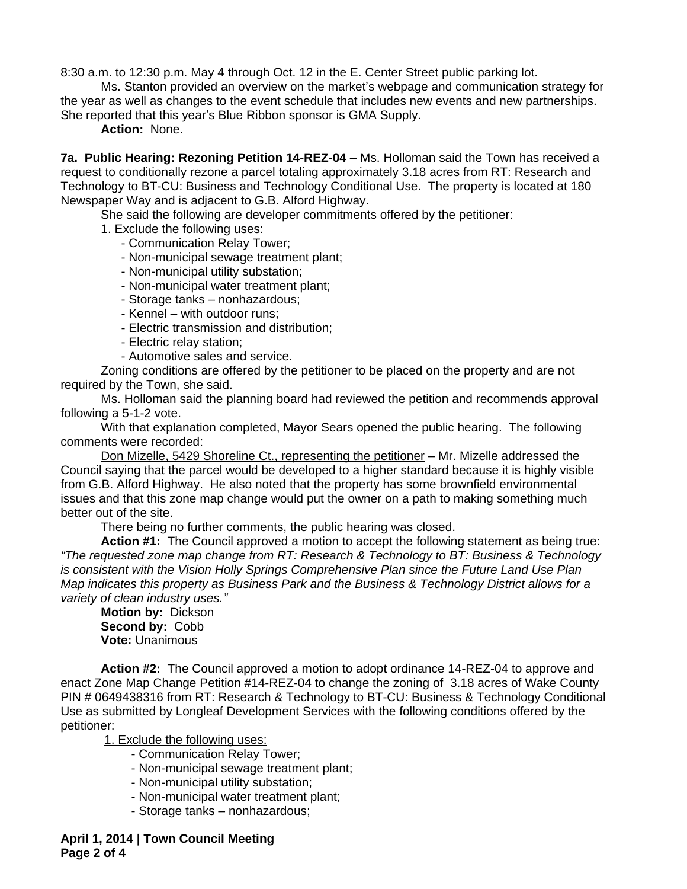8:30 a.m. to 12:30 p.m. May 4 through Oct. 12 in the E. Center Street public parking lot.

Ms. Stanton provided an overview on the market's webpage and communication strategy for the year as well as changes to the event schedule that includes new events and new partnerships. She reported that this year's Blue Ribbon sponsor is GMA Supply.

**Action:** None.

**7a. Public Hearing: Rezoning Petition 14-REZ-04 –** Ms. Holloman said the Town has received a request to conditionally rezone a parcel totaling approximately 3.18 acres from RT: Research and Technology to BT-CU: Business and Technology Conditional Use. The property is located at 180 Newspaper Way and is adjacent to G.B. Alford Highway.

She said the following are developer commitments offered by the petitioner:

1. Exclude the following uses:
   - Communication Relay Tower;
   - Non-municipal sewage treatment plant;
   - Non-municipal utility substation;
   - Non-municipal water treatment plant;
   - Storage tanks – nonhazardous;
   - Kennel – with outdoor runs;
   - Electric transmission and distribution;
   - Electric relay station;
   - Automotive sales and service.

Zoning conditions are offered by the petitioner to be placed on the property and are not required by the Town, she said.

Ms. Holloman said the planning board had reviewed the petition and recommends approval following a 5-1-2 vote.

With that explanation completed, Mayor Sears opened the public hearing. The following comments were recorded:

Don Mizelle, 5429 Shoreline Ct., representing the petitioner – Mr. Mizelle addressed the Council saying that the parcel would be developed to a higher standard because it is highly visible from G.B. Alford Highway. He also noted that the property has some brownfield environmental issues and that this zone map change would put the owner on a path to making something much better out of the site.

There being no further comments, the public hearing was closed.

**Action #1:** The Council approved a motion to accept the following statement as being true: *"The requested zone map change from RT: Research & Technology to BT: Business & Technology is consistent with the Vision Holly Springs Comprehensive Plan since the Future Land Use Plan Map indicates this property as Business Park and the Business & Technology District allows for a variety of clean industry uses."*

**Motion by:** Dickson
**Second by:** Cobb
**Vote:** Unanimous

**Action #2:** The Council approved a motion to adopt ordinance 14-REZ-04 to approve and enact Zone Map Change Petition #14-REZ-04 to change the zoning of 3.18 acres of Wake County PIN # 0649438316 from RT: Research & Technology to BT-CU: Business & Technology Conditional Use as submitted by Longleaf Development Services with the following conditions offered by the petitioner:

1. Exclude the following uses:
   - Communication Relay Tower;
   - Non-municipal sewage treatment plant;
   - Non-municipal utility substation;
   - Non-municipal water treatment plant;
   - Storage tanks – nonhazardous;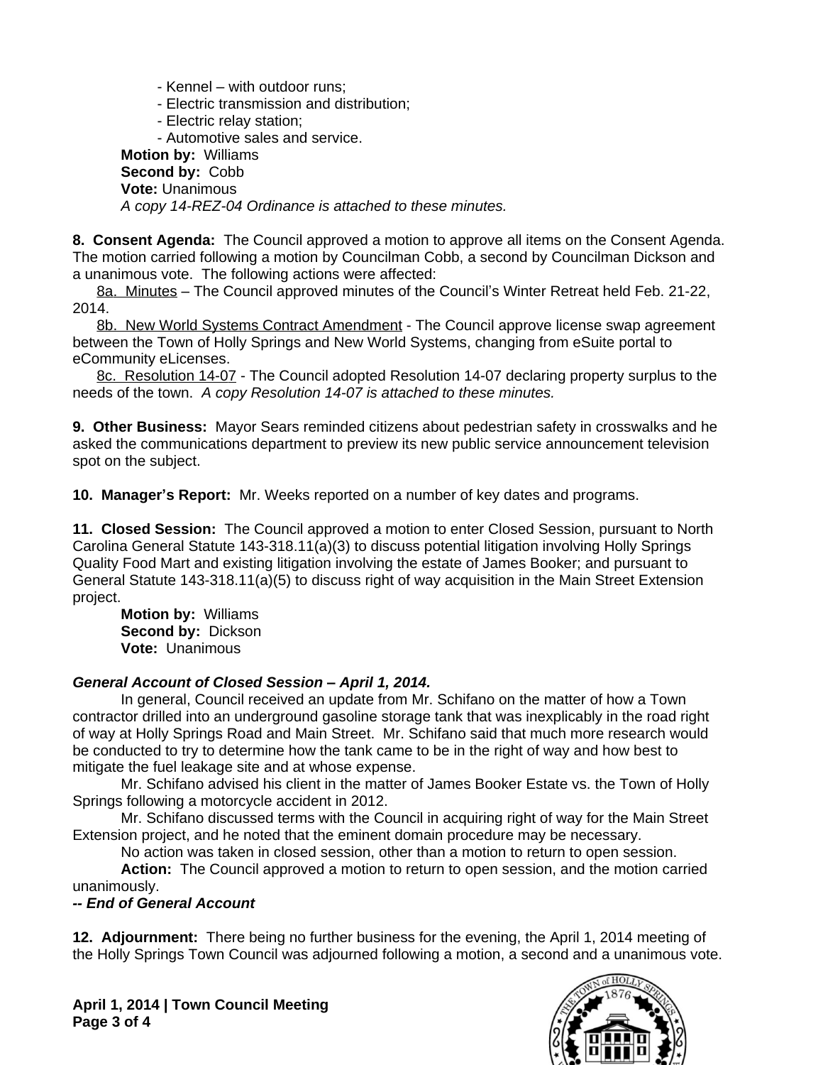- Kennel – with outdoor runs;
- Electric transmission and distribution;
- Electric relay station;
- Automotive sales and service.

**Motion by:** Williams
**Second by:** Cobb
**Vote:** Unanimous
*A copy 14-REZ-04 Ordinance is attached to these minutes.*

**8. Consent Agenda:** The Council approved a motion to approve all items on the Consent Agenda. The motion carried following a motion by Councilman Cobb, a second by Councilman Dickson and a unanimous vote. The following actions were affected:

8a. Minutes – The Council approved minutes of the Council's Winter Retreat held Feb. 21-22, 2014.

8b. New World Systems Contract Amendment - The Council approve license swap agreement between the Town of Holly Springs and New World Systems, changing from eSuite portal to eCommunity eLicenses.

8c. Resolution 14-07 - The Council adopted Resolution 14-07 declaring property surplus to the needs of the town. *A copy Resolution 14-07 is attached to these minutes.*

**9. Other Business:** Mayor Sears reminded citizens about pedestrian safety in crosswalks and he asked the communications department to preview its new public service announcement television spot on the subject.

**10. Manager's Report:** Mr. Weeks reported on a number of key dates and programs.

**11. Closed Session:** The Council approved a motion to enter Closed Session, pursuant to North Carolina General Statute 143-318.11(a)(3) to discuss potential litigation involving Holly Springs Quality Food Mart and existing litigation involving the estate of James Booker; and pursuant to General Statute 143-318.11(a)(5) to discuss right of way acquisition in the Main Street Extension project.

**Motion by:** Williams
**Second by:** Dickson
**Vote:** Unanimous

***General Account of Closed Session – April 1, 2014.***

In general, Council received an update from Mr. Schifano on the matter of how a Town contractor drilled into an underground gasoline storage tank that was inexplicably in the road right of way at Holly Springs Road and Main Street. Mr. Schifano said that much more research would be conducted to try to determine how the tank came to be in the right of way and how best to mitigate the fuel leakage site and at whose expense.

Mr. Schifano advised his client in the matter of James Booker Estate vs. the Town of Holly Springs following a motorcycle accident in 2012.

Mr. Schifano discussed terms with the Council in acquiring right of way for the Main Street Extension project, and he noted that the eminent domain procedure may be necessary.

No action was taken in closed session, other than a motion to return to open session.

**Action:** The Council approved a motion to return to open session, and the motion carried unanimously.

***-- End of General Account***

**12. Adjournment:** There being no further business for the evening, the April 1, 2014 meeting of the Holly Springs Town Council was adjourned following a motion, a second and a unanimous vote.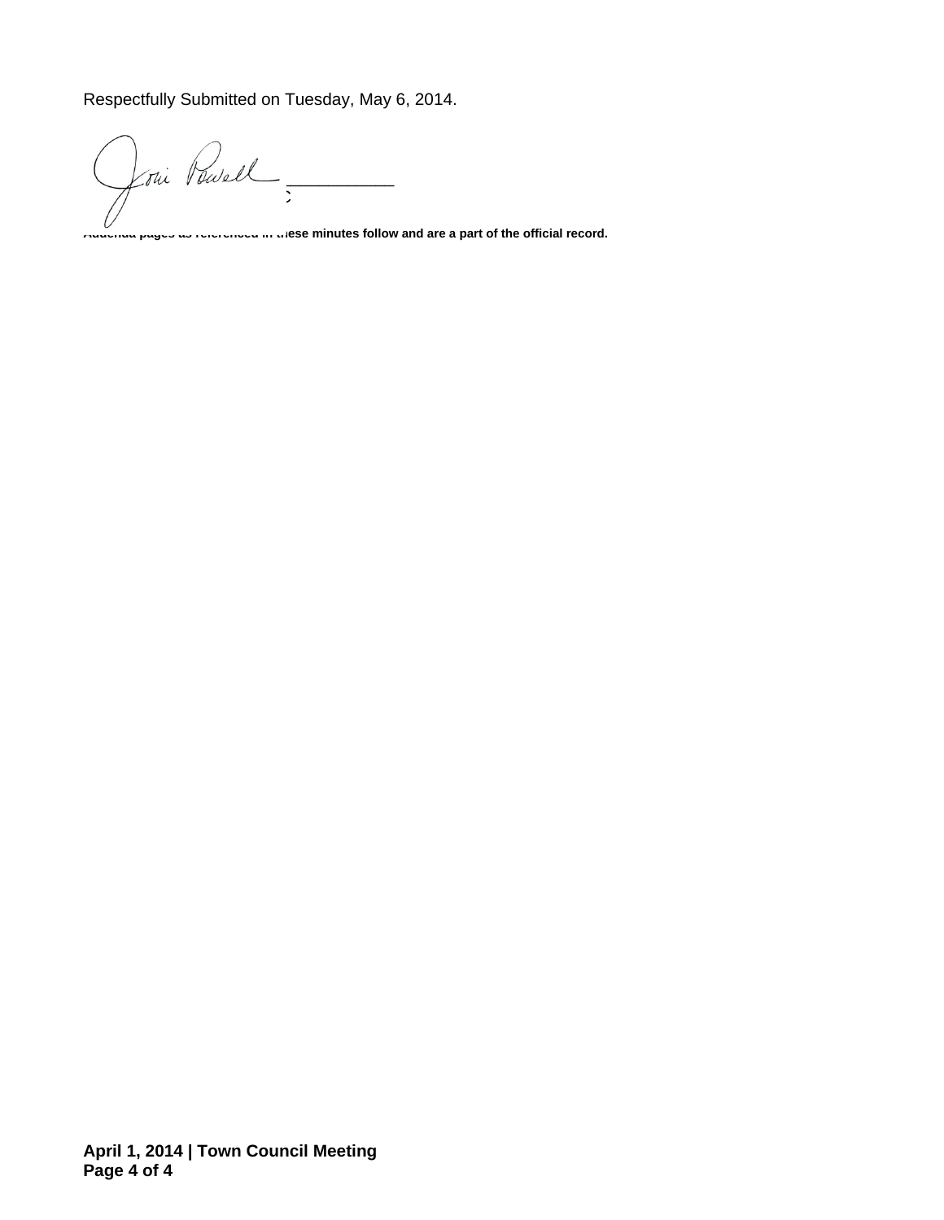Respectfully Submitted on Tuesday, May 6, 2014.

Joni Powell

**Addenda pages as referenced in these minutes follow and are a part of the official record.**